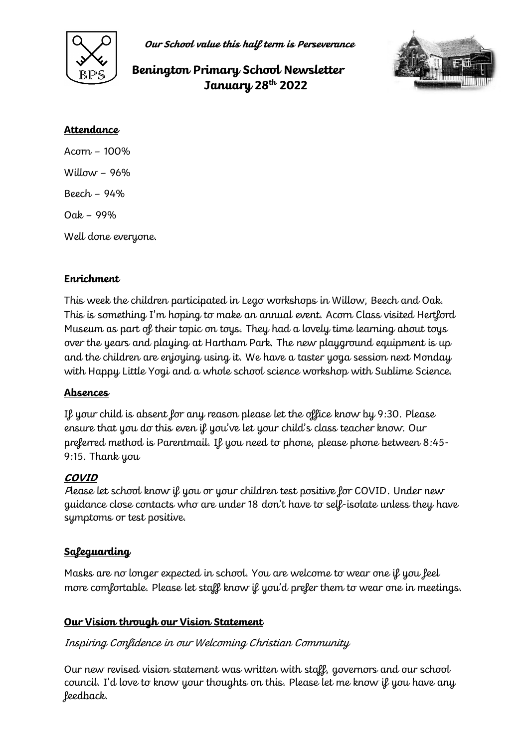***Our School value this half term is Perseverance***

# Benington Primary School Newsletter
## January 28th 2022

### Attendance

Acorn – 100%

Willow – 96%

Beech – 94%

Oak – 99%

Well done everyone.

### Enrichment

This week the children participated in Lego workshops in Willow, Beech and Oak. This is something I'm hoping to make an annual event. Acorn Class visited Hertford Museum as part of their topic on toys. They had a lovely time learning about toys over the years and playing at Hartham Park. The new playground equipment is up and the children are enjoying using it. We have a taster yoga session next Monday with Happy Little Yogi and a whole school science workshop with Sublime Science.

### Absences

If your child is absent for any reason please let the office know by 9:30. Please ensure that you do this even if you've let your child's class teacher know. Our preferred method is Parentmail. If you need to phone, please phone between 8:45-9:15. Thank you

### *COVID*

Please let school know if you or your children test positive for COVID. Under new guidance close contacts who are under 18 don't have to self-isolate unless they have symptoms or test positive.

### Safeguarding

Masks are no longer expected in school. You are welcome to wear one if you feel more comfortable. Please let staff know if you'd prefer them to wear one in meetings.

### Our Vision through our Vision Statement

*Inspiring Confidence in our Welcoming Christian Community*

Our new revised vision statement was written with staff, governors and our school council. I'd love to know your thoughts on this. Please let me know if you have any feedback.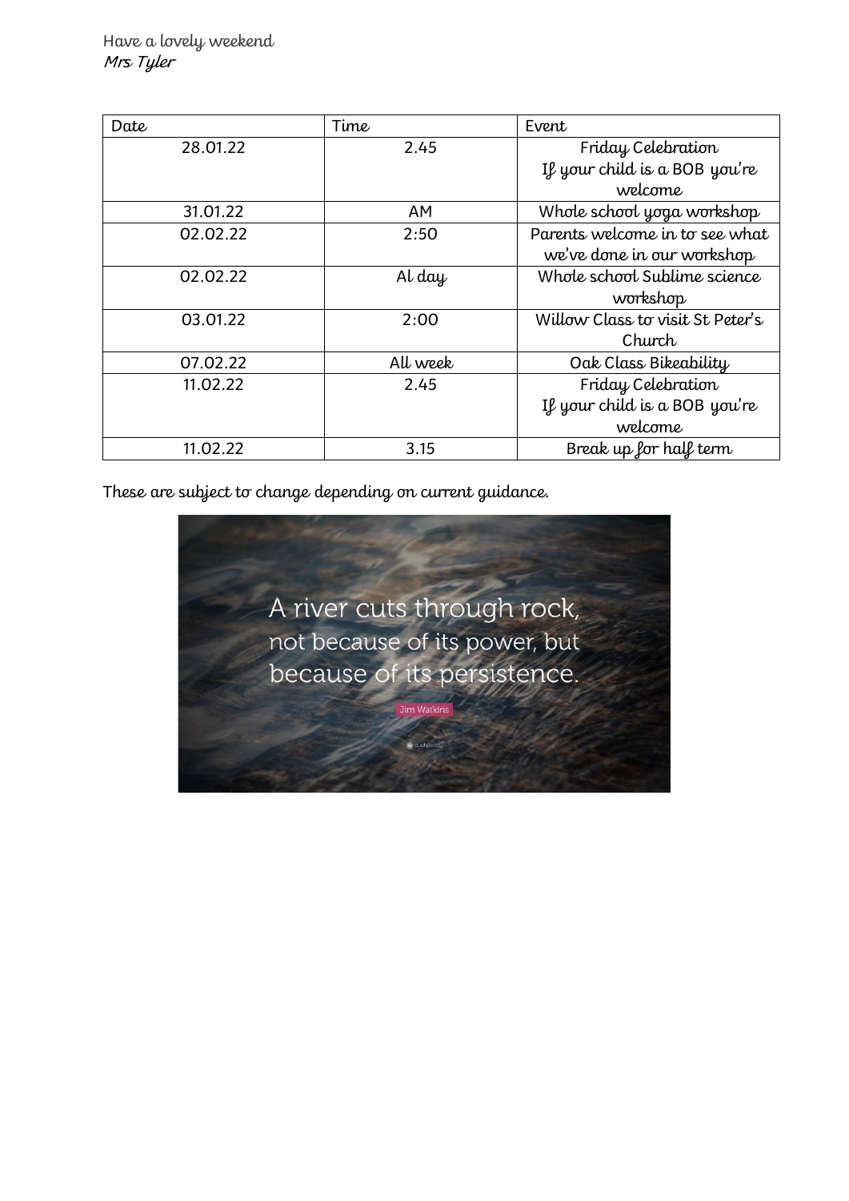Have a lovely weekend
*Mrs Tyler*

| Date | Time | Event |
|---|---|---|
| 28.01.22 | 2.45 | Friday Celebration If your child is a BOB you're welcome |
| 31.01.22 | AM | Whole school yoga workshop |
| 02.02.22 | 2:50 | Parents welcome in to see what we've done in our workshop |
| 02.02.22 | Al day | Whole school Sublime science workshop |
| 03.01.22 | 2:00 | Willow Class to visit St Peter's Church |
| 07.02.22 | All week | Oak Class Bikeability |
| 11.02.22 | 2.45 | Friday Celebration If your child is a BOB you're welcome |
| 11.02.22 | 3.15 | Break up for half term |

These are subject to change depending on current guidance.

A river cuts through rock, not because of its power, but because of its persistence.

Jim Watkins